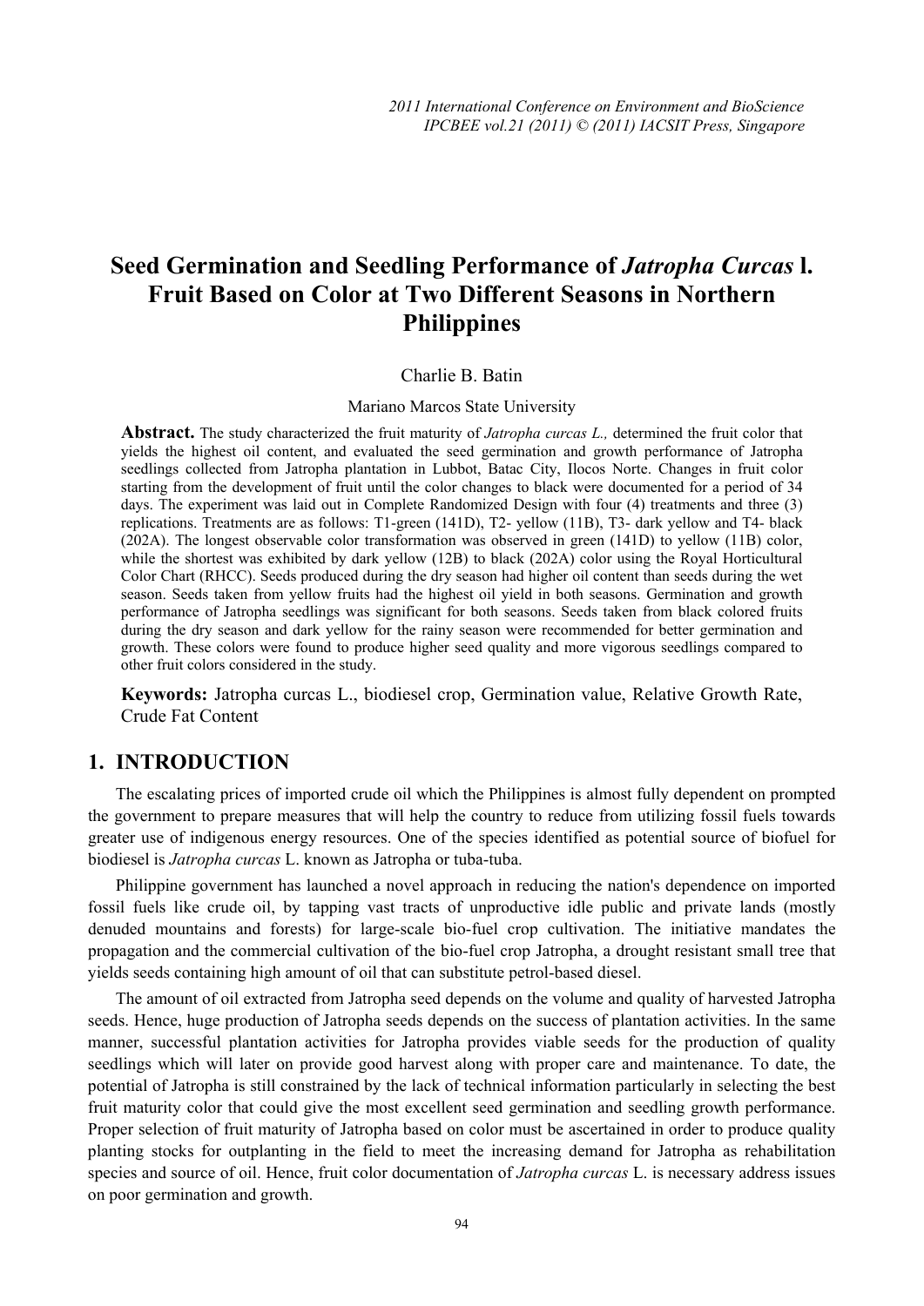# Seed Germination and Seedling Performance of *Jatropha Curcas* l. Fruit Based on Color at Two Different Seasons in Northern Philippines

Charlie B. Batin

Mariano Marcos State University

**Abstract.** The study characterized the fruit maturity of *Jatropha curcas L.,* determined the fruit color that yields the highest oil content, and evaluated the seed germination and growth performance of Jatropha seedlings collected from Jatropha plantation in Lubbot, Batac City, Ilocos Norte. Changes in fruit color starting from the development of fruit until the color changes to black were documented for a period of 34 days. The experiment was laid out in Complete Randomized Design with four (4) treatments and three (3) replications. Treatments are as follows: T1-green (141D), T2- yellow (11B), T3- dark yellow and T4- black (202A). The longest observable color transformation was observed in green (141D) to yellow (11B) color, while the shortest was exhibited by dark yellow (12B) to black (202A) color using the Royal Horticultural Color Chart (RHCC). Seeds produced during the dry season had higher oil content than seeds during the wet season. Seeds taken from yellow fruits had the highest oil yield in both seasons. Germination and growth performance of Jatropha seedlings was significant for both seasons. Seeds taken from black colored fruits during the dry season and dark yellow for the rainy season were recommended for better germination and growth. These colors were found to produce higher seed quality and more vigorous seedlings compared to other fruit colors considered in the study.

**Keywords:** Jatropha curcas L., biodiesel crop, Germination value, Relative Growth Rate, Crude Fat Content

## 1. INTRODUCTION

The escalating prices of imported crude oil which the Philippines is almost fully dependent on prompted the government to prepare measures that will help the country to reduce from utilizing fossil fuels towards greater use of indigenous energy resources. One of the species identified as potential source of biofuel for biodiesel is *Jatropha curcas* L. known as Jatropha or tuba-tuba.

Philippine government has launched a novel approach in reducing the nation's dependence on imported fossil fuels like crude oil, by tapping vast tracts of unproductive idle public and private lands (mostly denuded mountains and forests) for large-scale bio-fuel crop cultivation. The initiative mandates the propagation and the commercial cultivation of the bio-fuel crop Jatropha, a drought resistant small tree that yields seeds containing high amount of oil that can substitute petrol-based diesel.

The amount of oil extracted from Jatropha seed depends on the volume and quality of harvested Jatropha seeds. Hence, huge production of Jatropha seeds depends on the success of plantation activities. In the same manner, successful plantation activities for Jatropha provides viable seeds for the production of quality seedlings which will later on provide good harvest along with proper care and maintenance. To date, the potential of Jatropha is still constrained by the lack of technical information particularly in selecting the best fruit maturity color that could give the most excellent seed germination and seedling growth performance. Proper selection of fruit maturity of Jatropha based on color must be ascertained in order to produce quality planting stocks for outplanting in the field to meet the increasing demand for Jatropha as rehabilitation species and source of oil. Hence, fruit color documentation of *Jatropha curcas* L. is necessary address issues on poor germination and growth.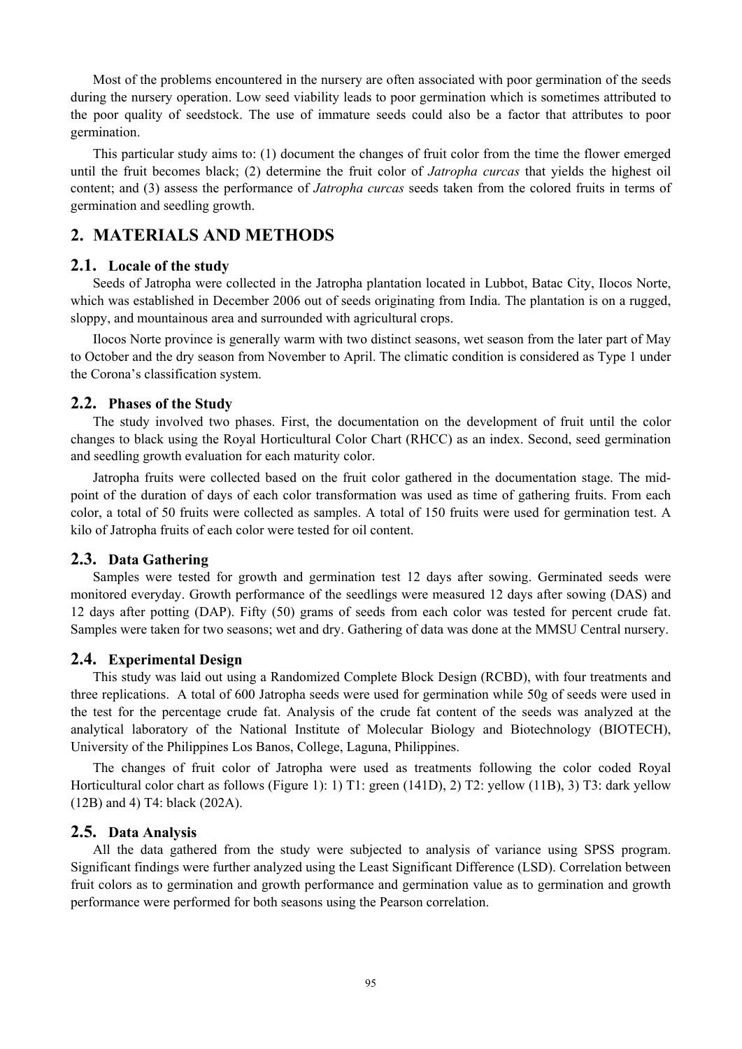Most of the problems encountered in the nursery are often associated with poor germination of the seeds during the nursery operation. Low seed viability leads to poor germination which is sometimes attributed to the poor quality of seedstock. The use of immature seeds could also be a factor that attributes to poor germination.

This particular study aims to: (1) document the changes of fruit color from the time the flower emerged until the fruit becomes black; (2) determine the fruit color of *Jatropha curcas* that yields the highest oil content; and (3) assess the performance of *Jatropha curcas* seeds taken from the colored fruits in terms of germination and seedling growth.

## 2. MATERIALS AND METHODS

### 2.1. Locale of the study

Seeds of Jatropha were collected in the Jatropha plantation located in Lubbot, Batac City, Ilocos Norte, which was established in December 2006 out of seeds originating from India. The plantation is on a rugged, sloppy, and mountainous area and surrounded with agricultural crops.

Ilocos Norte province is generally warm with two distinct seasons, wet season from the later part of May to October and the dry season from November to April. The climatic condition is considered as Type 1 under the Corona's classification system.

### 2.2. Phases of the Study

The study involved two phases. First, the documentation on the development of fruit until the color changes to black using the Royal Horticultural Color Chart (RHCC) as an index. Second, seed germination and seedling growth evaluation for each maturity color.

Jatropha fruits were collected based on the fruit color gathered in the documentation stage. The mid-point of the duration of days of each color transformation was used as time of gathering fruits. From each color, a total of 50 fruits were collected as samples. A total of 150 fruits were used for germination test. A kilo of Jatropha fruits of each color were tested for oil content.

### 2.3. Data Gathering

Samples were tested for growth and germination test 12 days after sowing. Germinated seeds were monitored everyday. Growth performance of the seedlings were measured 12 days after sowing (DAS) and 12 days after potting (DAP). Fifty (50) grams of seeds from each color was tested for percent crude fat. Samples were taken for two seasons; wet and dry. Gathering of data was done at the MMSU Central nursery.

### 2.4. Experimental Design

This study was laid out using a Randomized Complete Block Design (RCBD), with four treatments and three replications. A total of 600 Jatropha seeds were used for germination while 50g of seeds were used in the test for the percentage crude fat. Analysis of the crude fat content of the seeds was analyzed at the analytical laboratory of the National Institute of Molecular Biology and Biotechnology (BIOTECH), University of the Philippines Los Banos, College, Laguna, Philippines.

The changes of fruit color of Jatropha were used as treatments following the color coded Royal Horticultural color chart as follows (Figure 1): 1) T1: green (141D), 2) T2: yellow (11B), 3) T3: dark yellow (12B) and 4) T4: black (202A).

### 2.5. Data Analysis

All the data gathered from the study were subjected to analysis of variance using SPSS program. Significant findings were further analyzed using the Least Significant Difference (LSD). Correlation between fruit colors as to germination and growth performance and germination value as to germination and growth performance were performed for both seasons using the Pearson correlation.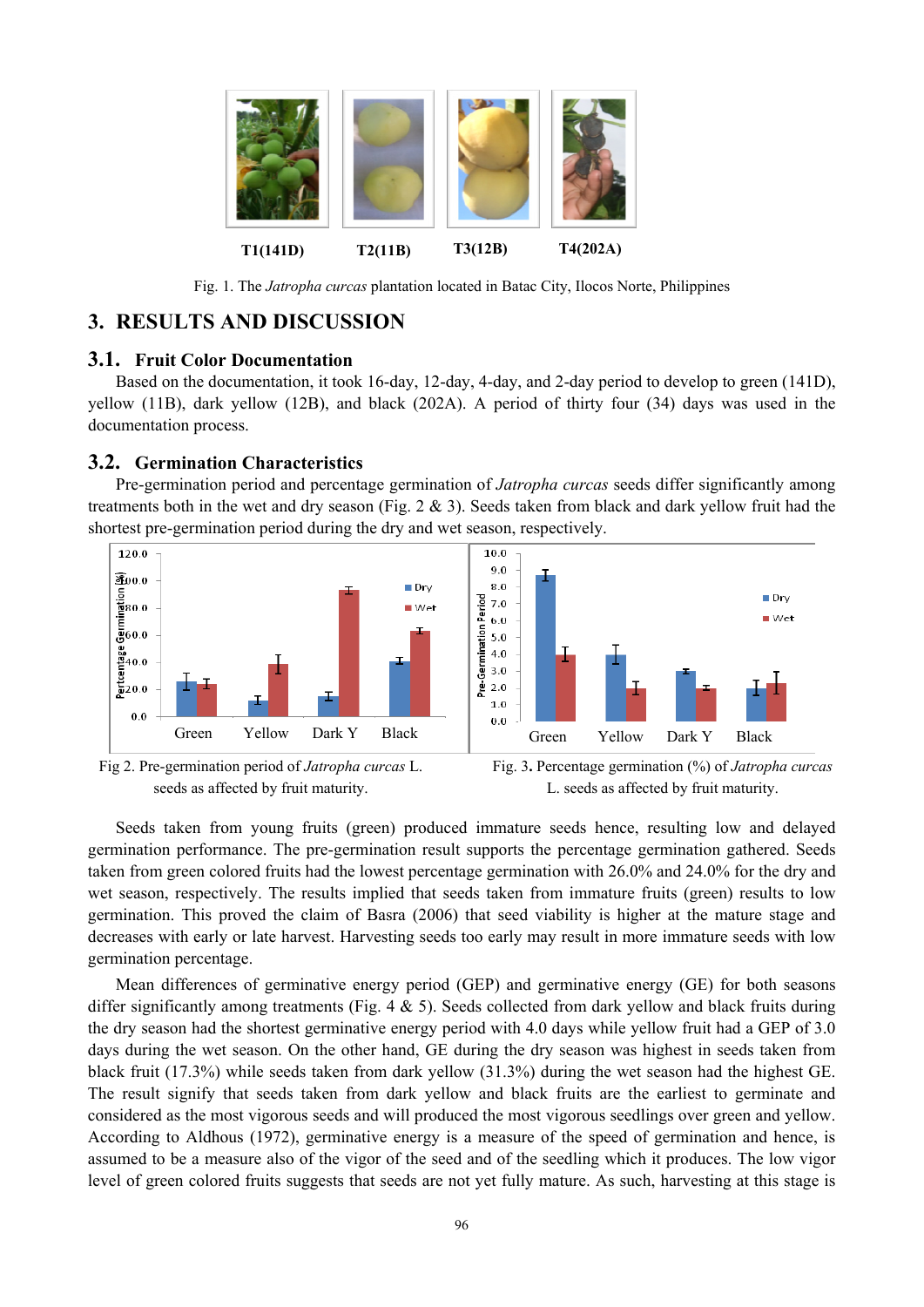T1(141D) T2(11B) T3(12B) T4(202A)

Fig. 1. The *Jatropha curcas* plantation located in Batac City, Ilocos Norte, Philippines

## 3. RESULTS AND DISCUSSION

### 3.1. Fruit Color Documentation

Based on the documentation, it took 16-day, 12-day, 4-day, and 2-day period to develop to green (141D), yellow (11B), dark yellow (12B), and black (202A). A period of thirty four (34) days was used in the documentation process.

### 3.2. Germination Characteristics

Pre-germination period and percentage germination of *Jatropha curcas* seeds differ significantly among treatments both in the wet and dry season (Fig. 2 & 3). Seeds taken from black and dark yellow fruit had the shortest pre-germination period during the dry and wet season, respectively.

Fig 2. Pre-germination period of *Jatropha curcas* L. seeds as affected by fruit maturity.

Fig. 3. Percentage germination (%) of *Jatropha curcas* L. seeds as affected by fruit maturity.

Seeds taken from young fruits (green) produced immature seeds hence, resulting low and delayed germination performance. The pre-germination result supports the percentage germination gathered. Seeds taken from green colored fruits had the lowest percentage germination with 26.0% and 24.0% for the dry and wet season, respectively. The results implied that seeds taken from immature fruits (green) results to low germination. This proved the claim of Basra (2006) that seed viability is higher at the mature stage and decreases with early or late harvest. Harvesting seeds too early may result in more immature seeds with low germination percentage.

Mean differences of germinative energy period (GEP) and germinative energy (GE) for both seasons differ significantly among treatments (Fig. 4 & 5). Seeds collected from dark yellow and black fruits during the dry season had the shortest germinative energy period with 4.0 days while yellow fruit had a GEP of 3.0 days during the wet season. On the other hand, GE during the dry season was highest in seeds taken from black fruit (17.3%) while seeds taken from dark yellow (31.3%) during the wet season had the highest GE. The result signify that seeds taken from dark yellow and black fruits are the earliest to germinate and considered as the most vigorous seeds and will produced the most vigorous seedlings over green and yellow. According to Aldhous (1972), germinative energy is a measure of the speed of germination and hence, is assumed to be a measure also of the vigor of the seed and of the seedling which it produces. The low vigor level of green colored fruits suggests that seeds are not yet fully mature. As such, harvesting at this stage is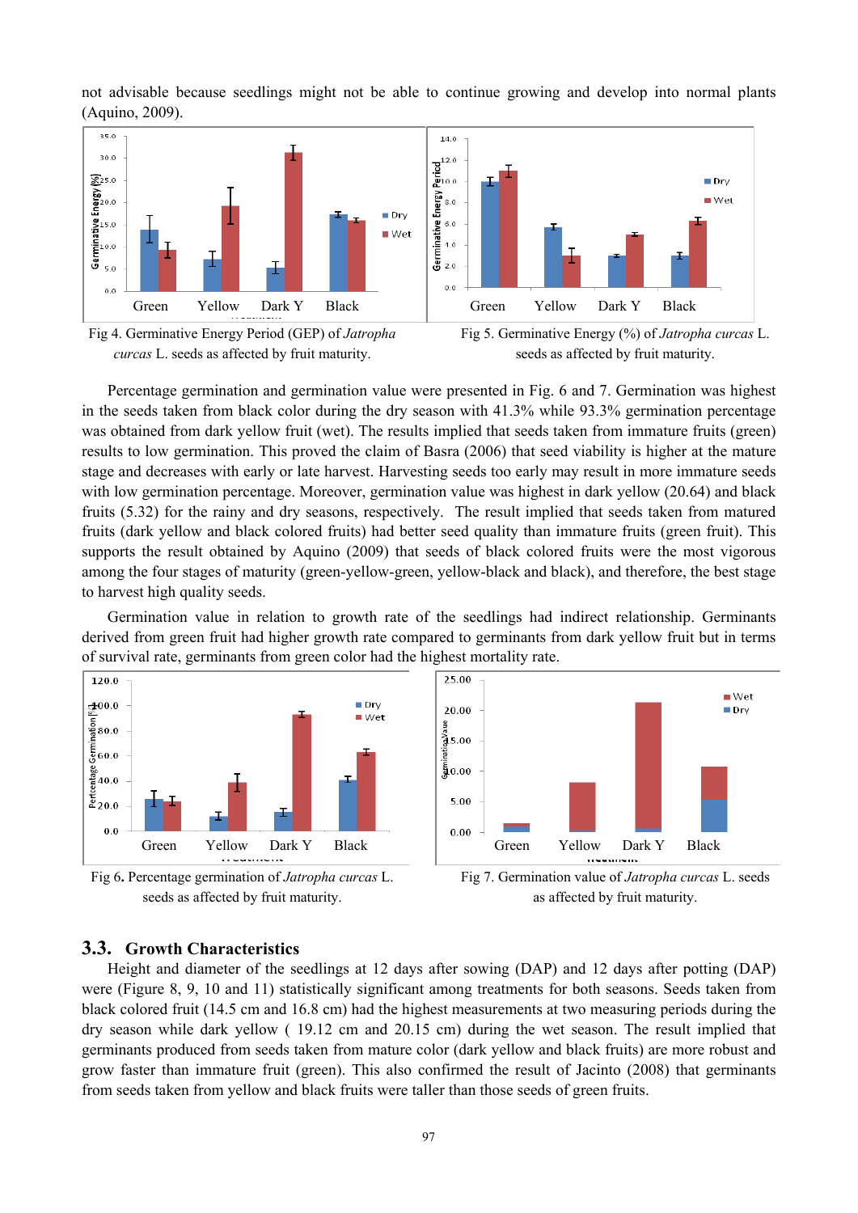not advisable because seedlings might not be able to continue growing and develop into normal plants (Aquino, 2009).

Fig 4. Germinative Energy Period (GEP) of *Jatropha curcas* L. seeds as affected by fruit maturity.

Fig 5. Germinative Energy (%) of *Jatropha curcas* L. seeds as affected by fruit maturity.

Percentage germination and germination value were presented in Fig. 6 and 7. Germination was highest in the seeds taken from black color during the dry season with 41.3% while 93.3% germination percentage was obtained from dark yellow fruit (wet). The results implied that seeds taken from immature fruits (green) results to low germination. This proved the claim of Basra (2006) that seed viability is higher at the mature stage and decreases with early or late harvest. Harvesting seeds too early may result in more immature seeds with low germination percentage. Moreover, germination value was highest in dark yellow (20.64) and black fruits (5.32) for the rainy and dry seasons, respectively. The result implied that seeds taken from matured fruits (dark yellow and black colored fruits) had better seed quality than immature fruits (green fruit). This supports the result obtained by Aquino (2009) that seeds of black colored fruits were the most vigorous among the four stages of maturity (green-yellow-green, yellow-black and black), and therefore, the best stage to harvest high quality seeds.

Germination value in relation to growth rate of the seedlings had indirect relationship. Germinants derived from green fruit had higher growth rate compared to germinants from dark yellow fruit but in terms of survival rate, germinants from green color had the highest mortality rate.

Fig 6. Percentage germination of *Jatropha curcas* L. seeds as affected by fruit maturity.

Fig 7. Germination value of *Jatropha curcas* L. seeds as affected by fruit maturity.

## 3.3. Growth Characteristics

Height and diameter of the seedlings at 12 days after sowing (DAP) and 12 days after potting (DAP) were (Figure 8, 9, 10 and 11) statistically significant among treatments for both seasons. Seeds taken from black colored fruit (14.5 cm and 16.8 cm) had the highest measurements at two measuring periods during the dry season while dark yellow ( 19.12 cm and 20.15 cm) during the wet season. The result implied that germinants produced from seeds taken from mature color (dark yellow and black fruits) are more robust and grow faster than immature fruit (green). This also confirmed the result of Jacinto (2008) that germinants from seeds taken from yellow and black fruits were taller than those seeds of green fruits.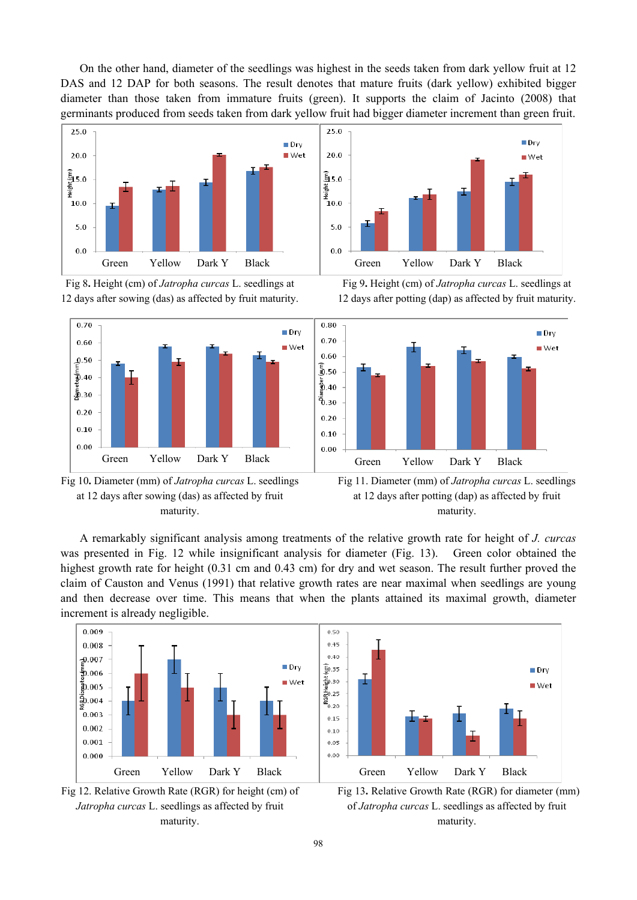On the other hand, diameter of the seedlings was highest in the seeds taken from dark yellow fruit at 12 DAS and 12 DAP for both seasons. The result denotes that mature fruits (dark yellow) exhibited bigger diameter than those taken from immature fruits (green). It supports the claim of Jacinto (2008) that germinants produced from seeds taken from dark yellow fruit had bigger diameter increment than green fruit.

Fig 8. Height (cm) of *Jatropha curcas* L. seedlings at 12 days after sowing (das) as affected by fruit maturity.

Fig 9. Height (cm) of *Jatropha curcas* L. seedlings at 12 days after potting (dap) as affected by fruit maturity.

Fig 10. Diameter (mm) of *Jatropha curcas* L. seedlings at 12 days after sowing (das) as affected by fruit maturity.

Fig 11. Diameter (mm) of *Jatropha curcas* L. seedlings at 12 days after potting (dap) as affected by fruit maturity.

A remarkably significant analysis among treatments of the relative growth rate for height of *J. curcas* was presented in Fig. 12 while insignificant analysis for diameter (Fig. 13). Green color obtained the highest growth rate for height (0.31 cm and 0.43 cm) for dry and wet season. The result further proved the claim of Causton and Venus (1991) that relative growth rates are near maximal when seedlings are young and then decrease over time. This means that when the plants attained its maximal growth, diameter increment is already negligible.

Fig 12. Relative Growth Rate (RGR) for height (cm) of *Jatropha curcas* L. seedlings as affected by fruit maturity.

Fig 13. Relative Growth Rate (RGR) for diameter (mm) of *Jatropha curcas* L. seedlings as affected by fruit maturity.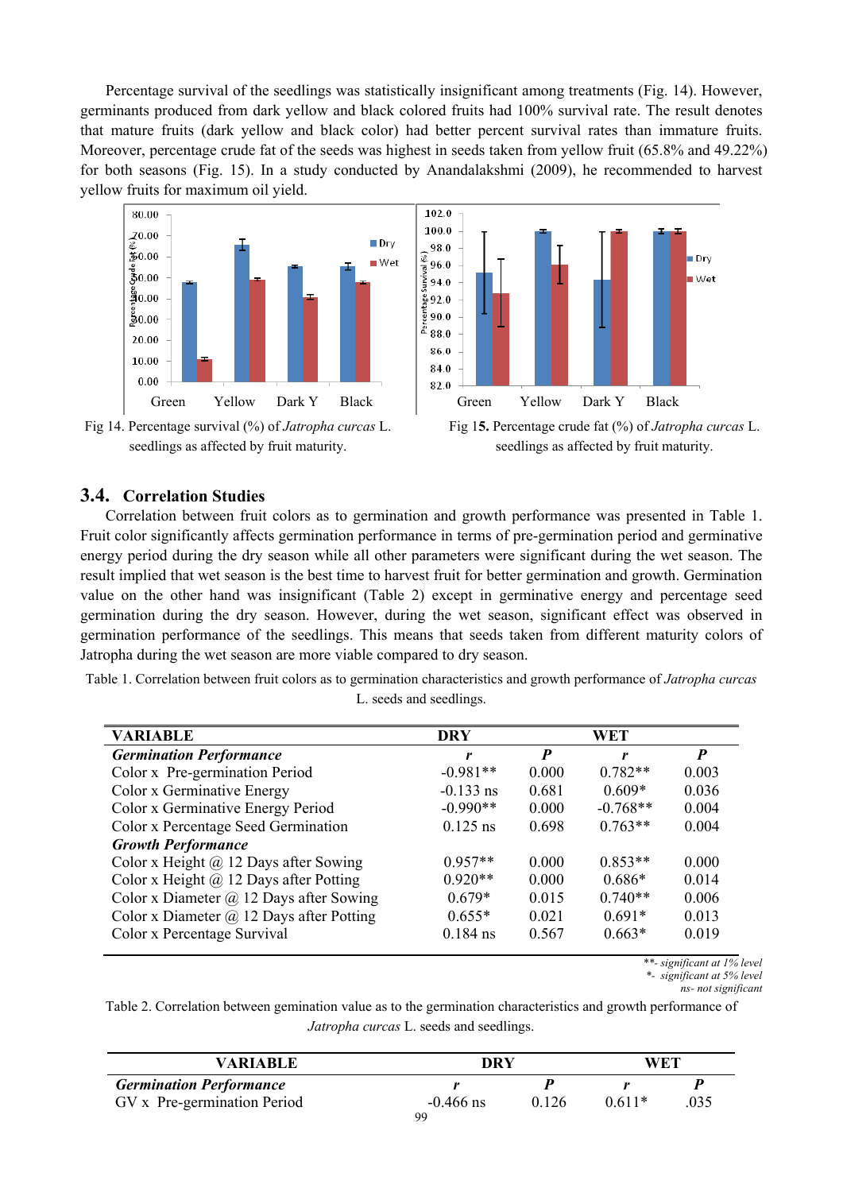Percentage survival of the seedlings was statistically insignificant among treatments (Fig. 14). However, germinants produced from dark yellow and black colored fruits had 100% survival rate. The result denotes that mature fruits (dark yellow and black color) had better percent survival rates than immature fruits. Moreover, percentage crude fat of the seeds was highest in seeds taken from yellow fruit (65.8% and 49.22%) for both seasons (Fig. 15). In a study conducted by Anandalakshmi (2009), he recommended to harvest yellow fruits for maximum oil yield.

Fig 14. Percentage survival (%) of *Jatropha curcas* L. seedlings as affected by fruit maturity.

Fig 1**5.** Percentage crude fat (%) of *Jatropha curcas* L. seedlings as affected by fruit maturity.

## 3.4. Correlation Studies

Correlation between fruit colors as to germination and growth performance was presented in Table 1. Fruit color significantly affects germination performance in terms of pre-germination period and germinative energy period during the dry season while all other parameters were significant during the wet season. The result implied that wet season is the best time to harvest fruit for better germination and growth. Germination value on the other hand was insignificant (Table 2) except in germinative energy and percentage seed germination during the dry season. However, during the wet season, significant effect was observed in germination performance of the seedlings. This means that seeds taken from different maturity colors of Jatropha during the wet season are more viable compared to dry season.

Table 1. Correlation between fruit colors as to germination characteristics and growth performance of *Jatropha curcas* L. seeds and seedlings.

| VARIABLE | DRY | | WET | |
|---|---|---|---|---|
| ***Germination Performance*** | ***r*** | ***P*** | ***r*** | ***P*** |
| Color x Pre-germination Period | -0.981** | 0.000 | 0.782** | 0.003 |
| Color x Germinative Energy | -0.133 ns | 0.681 | 0.609* | 0.036 |
| Color x Germinative Energy Period | -0.990** | 0.000 | -0.768** | 0.004 |
| Color x Percentage Seed Germination | 0.125 ns | 0.698 | 0.763** | 0.004 |
| ***Growth Performance*** | | | | |
| Color x Height @ 12 Days after Sowing | 0.957** | 0.000 | 0.853** | 0.000 |
| Color x Height @ 12 Days after Potting | 0.920** | 0.000 | 0.686* | 0.014 |
| Color x Diameter @ 12 Days after Sowing | 0.679* | 0.015 | 0.740** | 0.006 |
| Color x Diameter @ 12 Days after Potting | 0.655* | 0.021 | 0.691* | 0.013 |
| Color x Percentage Survival | 0.184 ns | 0.567 | 0.663* | 0.019 |

*\*\*- significant at 1% level*
*\*- significant at 5% level*
*ns- not significant*

Table 2. Correlation between gemination value as to the germination characteristics and growth performance of *Jatropha curcas* L. seeds and seedlings.

| VARIABLE | DRY | | WET | |
|---|---|---|---|---|
| ***Germination Performance*** | ***r*** | ***P*** | ***r*** | ***P*** |
| GV x Pre-germination Period | -0.466 ns | 0.126 | 0.611* | .035 |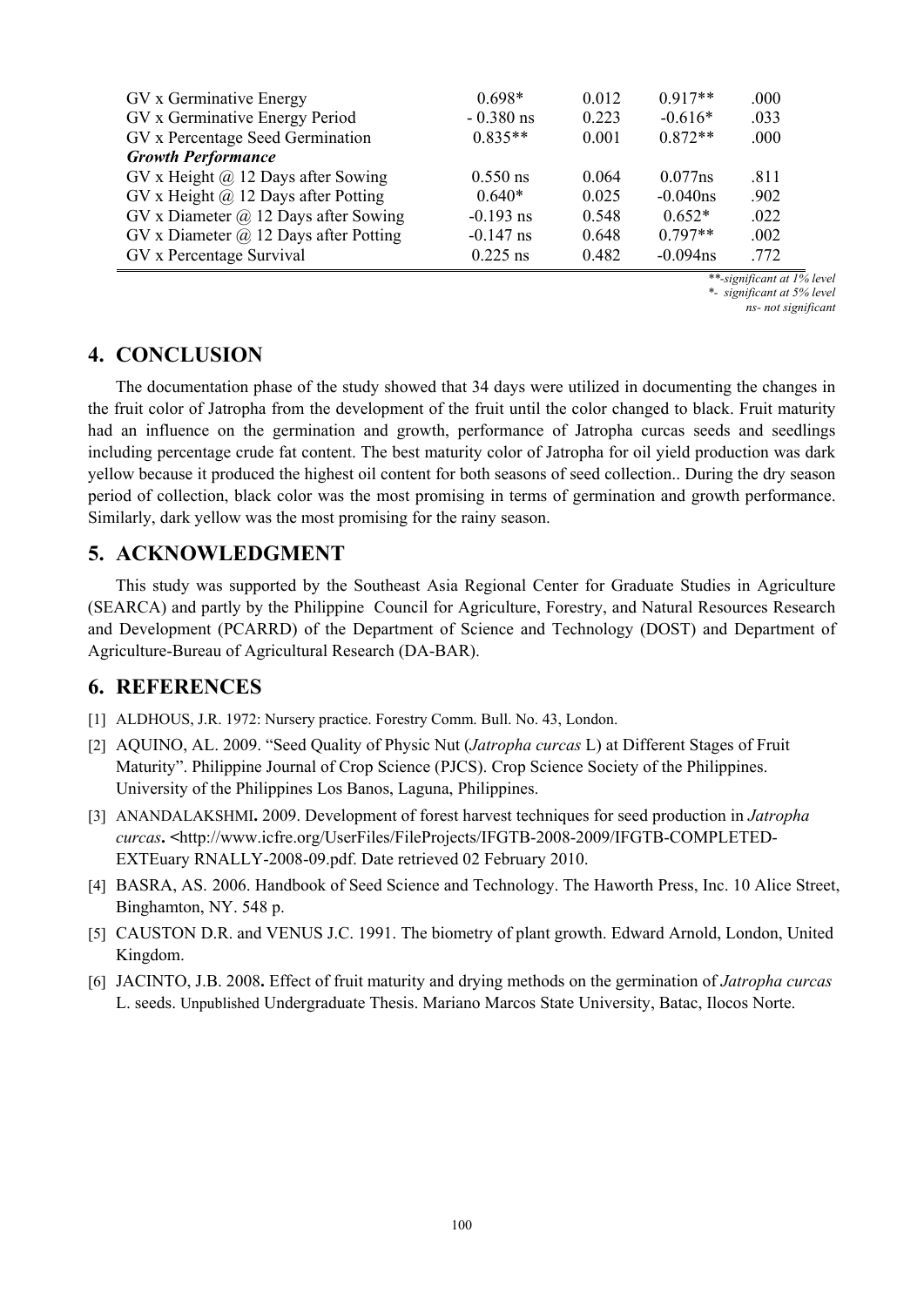| | | | | |
|---|---|---|---|---|
| GV x Germinative Energy | 0.698* | 0.012 | 0.917** | .000 |
| GV x Germinative Energy Period | - 0.380 ns | 0.223 | -0.616* | .033 |
| GV x Percentage Seed Germination | 0.835** | 0.001 | 0.872** | .000 |
| ***Growth Performance*** | | | | |
| GV x Height @ 12 Days after Sowing | 0.550 ns | 0.064 | 0.077ns | .811 |
| GV x Height @ 12 Days after Potting | 0.640* | 0.025 | -0.040ns | .902 |
| GV x Diameter @ 12 Days after Sowing | -0.193 ns | 0.548 | 0.652* | .022 |
| GV x Diameter @ 12 Days after Potting | -0.147 ns | 0.648 | 0.797** | .002 |
| GV x Percentage Survival | 0.225 ns | 0.482 | -0.094ns | .772 |

*\*\*-significant at 1% level*
*\*- significant at 5% level*
*ns- not significant*

## 4. CONCLUSION

The documentation phase of the study showed that 34 days were utilized in documenting the changes in the fruit color of Jatropha from the development of the fruit until the color changed to black. Fruit maturity had an influence on the germination and growth, performance of Jatropha curcas seeds and seedlings including percentage crude fat content. The best maturity color of Jatropha for oil yield production was dark yellow because it produced the highest oil content for both seasons of seed collection.. During the dry season period of collection, black color was the most promising in terms of germination and growth performance. Similarly, dark yellow was the most promising for the rainy season.

## 5. ACKNOWLEDGMENT

This study was supported by the Southeast Asia Regional Center for Graduate Studies in Agriculture (SEARCA) and partly by the Philippine Council for Agriculture, Forestry, and Natural Resources Research and Development (PCARRD) of the Department of Science and Technology (DOST) and Department of Agriculture-Bureau of Agricultural Research (DA-BAR).

## 6. REFERENCES

[1] ALDHOUS, J.R. 1972: Nursery practice. Forestry Comm. Bull. No. 43, London.

[2] AQUINO, AL. 2009. "Seed Quality of Physic Nut (*Jatropha curcas* L) at Different Stages of Fruit Maturity". Philippine Journal of Crop Science (PJCS). Crop Science Society of the Philippines. University of the Philippines Los Banos, Laguna, Philippines.

[3] ANANDALAKSHMI**.** 2009. Development of forest harvest techniques for seed production in *Jatropha curcas***.** <http://www.icfre.org/UserFiles/FileProjects/IFGTB-2008-2009/IFGTB-COMPLETED-EXTEuary RNALLY-2008-09.pdf. Date retrieved 02 February 2010.

[4] BASRA, AS. 2006. Handbook of Seed Science and Technology. The Haworth Press, Inc. 10 Alice Street, Binghamton, NY. 548 p.

[5] CAUSTON D.R. and VENUS J.C. 1991. The biometry of plant growth. Edward Arnold, London, United Kingdom.

[6] JACINTO, J.B. 2008**.** Effect of fruit maturity and drying methods on the germination of *Jatropha curcas* L. seeds. Unpublished Undergraduate Thesis. Mariano Marcos State University, Batac, Ilocos Norte.